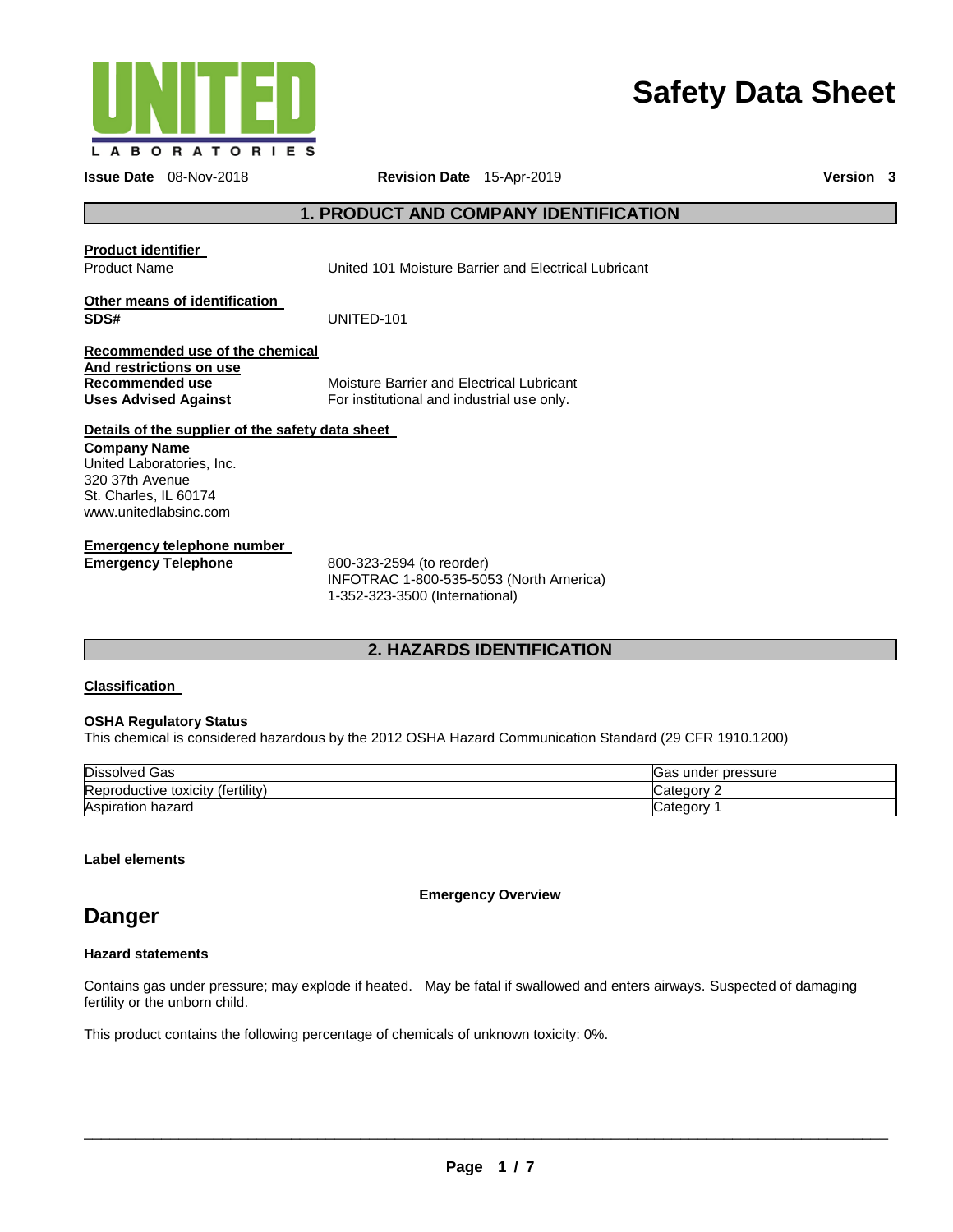# Safety Data Sheet

**Issue Date** 08-Nov-2018 **Revision Date** 15-Apr-2019 **Version 3**

## 1. PRODUCT AND COMPANY IDENTIFICATION

**Product identifier**

Product Name United 101 Moisture Barrier and Electrical Lubricant

**Other means of identification**

**SDS#** UNITED-101

**Recommended use of the chemical And restrictions on use**

**Recommended use** Moisture Barrier and Electrical Lubricant

**Uses Advised Against** For institutional and industrial use only.

**Details of the supplier of the safety data sheet**

**Company Name**
United Laboratories, Inc.
320 37th Avenue
St. Charles, IL 60174
www.unitedlabsinc.com

**Emergency telephone number**

**Emergency Telephone** 800-323-2594 (to reorder)
INFOTRAC 1-800-535-5053 (North America)
1-352-323-3500 (International)

## 2. HAZARDS IDENTIFICATION

**Classification**

**OSHA Regulatory Status**

This chemical is considered hazardous by the 2012 OSHA Hazard Communication Standard (29 CFR 1910.1200)

| | |
|---|---|
| Dissolved Gas | Gas under pressure |
| Reproductive toxicity (fertility) | Category 2 |
| Aspiration hazard | Category 1 |

**Label elements**

**Emergency Overview**

# Danger

**Hazard statements**

Contains gas under pressure; may explode if heated. May be fatal if swallowed and enters airways. Suspected of damaging fertility or the unborn child.

This product contains the following percentage of chemicals of unknown toxicity: 0%.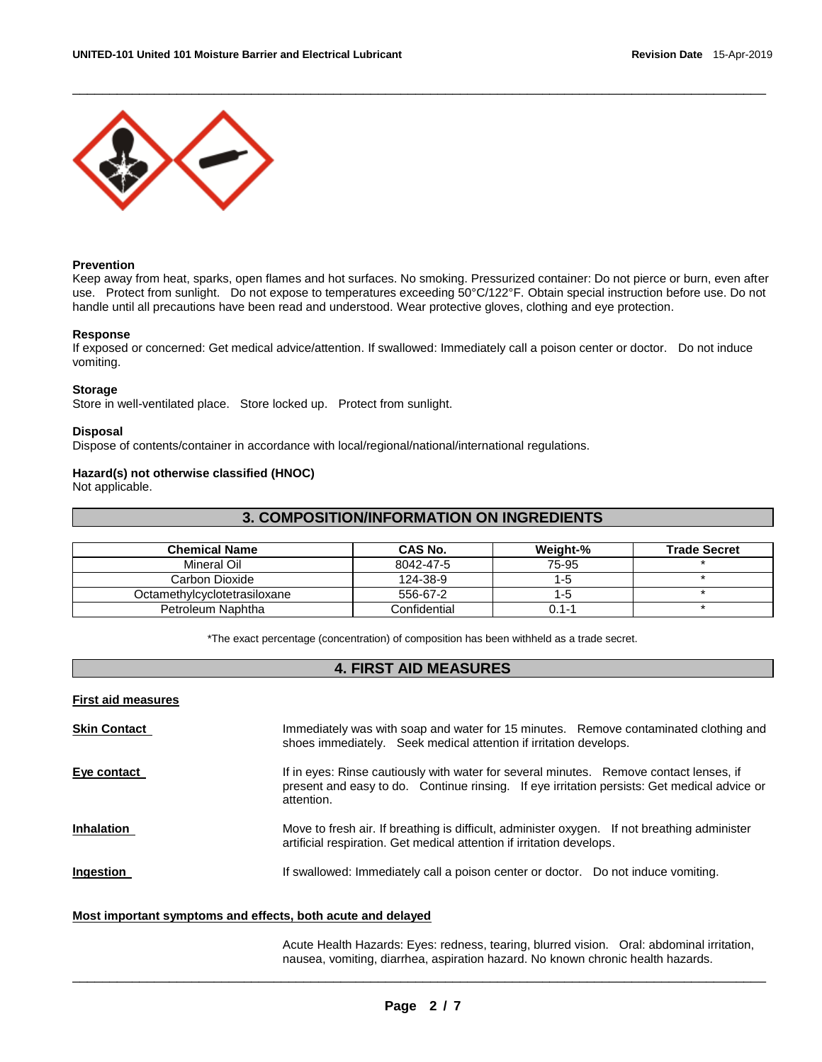**Prevention**
Keep away from heat, sparks, open flames and hot surfaces. No smoking. Pressurized container: Do not pierce or burn, even after use. Protect from sunlight. Do not expose to temperatures exceeding 50°C/122°F. Obtain special instruction before use. Do not handle until all precautions have been read and understood. Wear protective gloves, clothing and eye protection.

**Response**
If exposed or concerned: Get medical advice/attention. If swallowed: Immediately call a poison center or doctor. Do not induce vomiting.

**Storage**
Store in well-ventilated place. Store locked up. Protect from sunlight.

**Disposal**
Dispose of contents/container in accordance with local/regional/national/international regulations.

**Hazard(s) not otherwise classified (HNOC)**
Not applicable.

## 3. COMPOSITION/INFORMATION ON INGREDIENTS

| Chemical Name | CAS No. | Weight-% | Trade Secret |
|---|---|---|---|
| Mineral Oil | 8042-47-5 | 75-95 | * |
| Carbon Dioxide | 124-38-9 | 1-5 | * |
| Octamethylcyclotetrasiloxane | 556-67-2 | 1-5 | * |
| Petroleum Naphtha | Confidential | 0.1-1 | * |

*The exact percentage (concentration) of composition has been withheld as a trade secret.

## 4. FIRST AID MEASURES

**First aid measures**

**Skin Contact** Immediately was with soap and water for 15 minutes. Remove contaminated clothing and shoes immediately. Seek medical attention if irritation develops.

**Eye contact** If in eyes: Rinse cautiously with water for several minutes. Remove contact lenses, if present and easy to do. Continue rinsing. If eye irritation persists: Get medical advice or attention.

**Inhalation** Move to fresh air. If breathing is difficult, administer oxygen. If not breathing administer artificial respiration. Get medical attention if irritation develops.

**Ingestion** If swallowed: Immediately call a poison center or doctor. Do not induce vomiting.

**Most important symptoms and effects, both acute and delayed**

Acute Health Hazards: Eyes: redness, tearing, blurred vision. Oral: abdominal irritation, nausea, vomiting, diarrhea, aspiration hazard. No known chronic health hazards.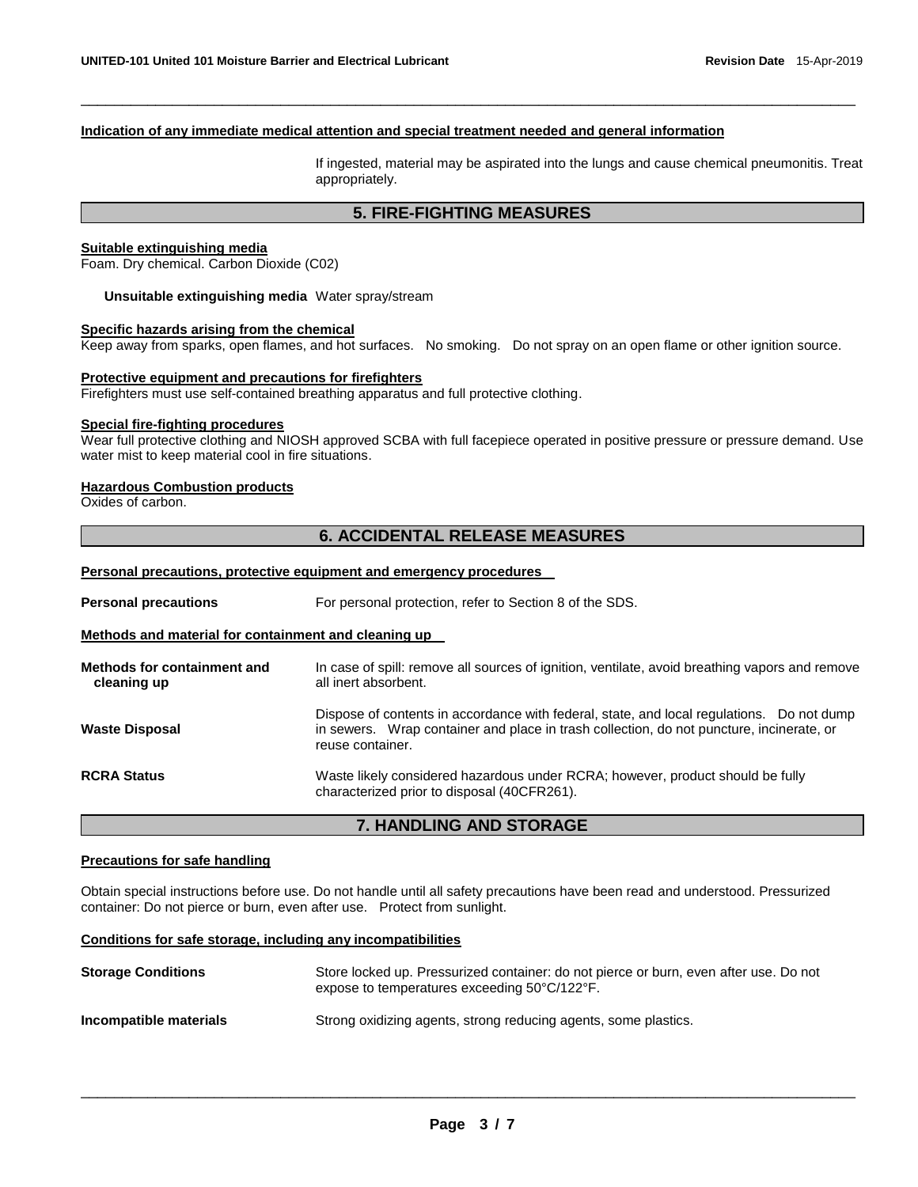**Indication of any immediate medical attention and special treatment needed and general information**

If ingested, material may be aspirated into the lungs and cause chemical pneumonitis. Treat appropriately.

## 5. FIRE-FIGHTING MEASURES

**Suitable extinguishing media**

Foam. Dry chemical. Carbon Dioxide (C02)

**Unsuitable extinguishing media** Water spray/stream

**Specific hazards arising from the chemical**

Keep away from sparks, open flames, and hot surfaces. No smoking. Do not spray on an open flame or other ignition source.

**Protective equipment and precautions for firefighters**

Firefighters must use self-contained breathing apparatus and full protective clothing.

**Special fire-fighting procedures**

Wear full protective clothing and NIOSH approved SCBA with full facepiece operated in positive pressure or pressure demand. Use water mist to keep material cool in fire situations.

**Hazardous Combustion products**

Oxides of carbon.

## 6. ACCIDENTAL RELEASE MEASURES

**Personal precautions, protective equipment and emergency procedures**

**Personal precautions** For personal protection, refer to Section 8 of the SDS.

**Methods and material for containment and cleaning up**

**Methods for containment and cleaning up** In case of spill: remove all sources of ignition, ventilate, avoid breathing vapors and remove all inert absorbent.

**Waste Disposal** Dispose of contents in accordance with federal, state, and local regulations. Do not dump in sewers. Wrap container and place in trash collection, do not puncture, incinerate, or reuse container.

**RCRA Status** Waste likely considered hazardous under RCRA; however, product should be fully characterized prior to disposal (40CFR261).

## 7. HANDLING AND STORAGE

**Precautions for safe handling**

Obtain special instructions before use. Do not handle until all safety precautions have been read and understood. Pressurized container: Do not pierce or burn, even after use. Protect from sunlight.

**Conditions for safe storage, including any incompatibilities**

**Storage Conditions** Store locked up. Pressurized container: do not pierce or burn, even after use. Do not expose to temperatures exceeding 50°C/122°F.

**Incompatible materials** Strong oxidizing agents, strong reducing agents, some plastics.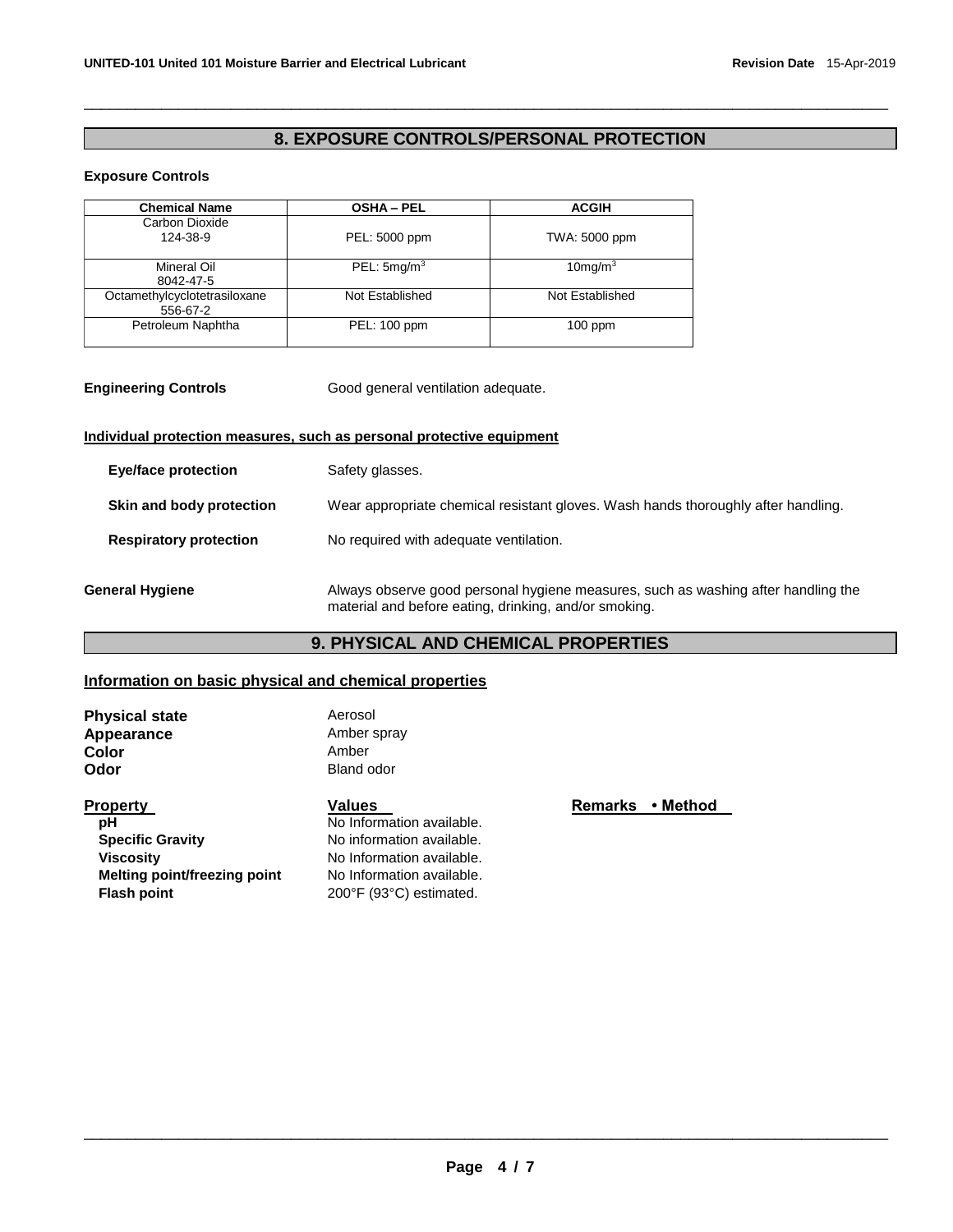## 8. EXPOSURE CONTROLS/PERSONAL PROTECTION

### Exposure Controls

| Chemical Name | OSHA – PEL | ACGIH |
|---|---|---|
| Carbon Dioxide 124-38-9 | PEL: 5000 ppm | TWA: 5000 ppm |
| Mineral Oil 8042-47-5 | PEL: 5mg/m$^3$ | 10mg/m$^3$ |
| Octamethylcyclotetrasiloxane 556-67-2 | Not Established | Not Established |
| Petroleum Naphtha | PEL: 100 ppm | 100 ppm |

**Engineering Controls** Good general ventilation adequate.

**Individual protection measures, such as personal protective equipment**

**Eye/face protection** Safety glasses.

**Skin and body protection** Wear appropriate chemical resistant gloves. Wash hands thoroughly after handling.

**Respiratory protection** No required with adequate ventilation.

**General Hygiene** Always observe good personal hygiene measures, such as washing after handling the material and before eating, drinking, and/or smoking.

## 9. PHYSICAL AND CHEMICAL PROPERTIES

**Information on basic physical and chemical properties**

**Physical state** Aerosol
**Appearance** Amber spray
**Color** Amber
**Odor** Bland odor

| Property | Values | Remarks • Method |
|---|---|---|
| pH | No Information available. | |
| Specific Gravity | No information available. | |
| Viscosity | No Information available. | |
| Melting point/freezing point | No Information available. | |
| Flash point | 200°F (93°C) estimated. | |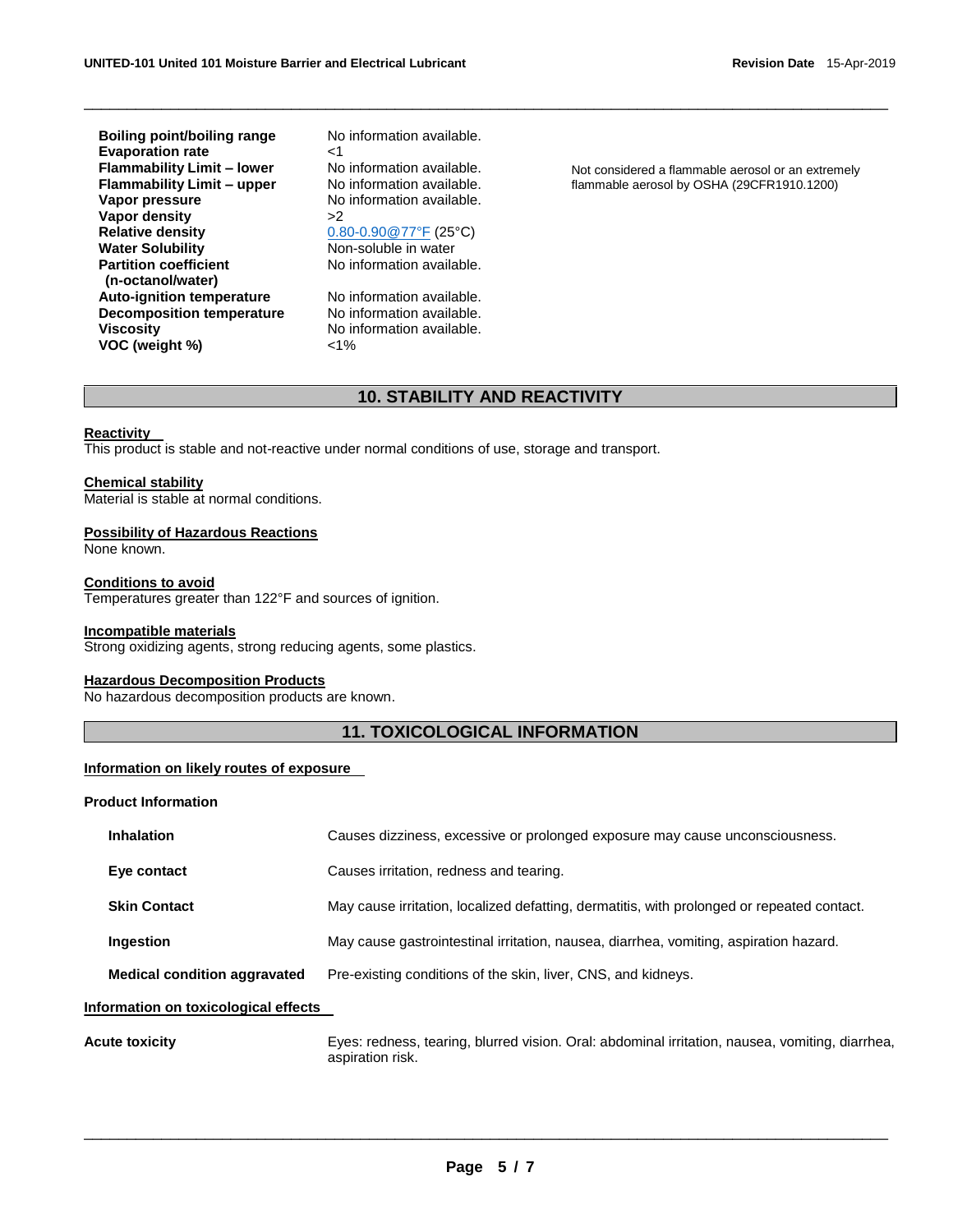| | | |
|---|---|---|
| **Boiling point/boiling range** | No information available. | |
| **Evaporation rate** | <1 | |
| **Flammability Limit – lower** | No information available. | Not considered a flammable aerosol or an extremely flammable aerosol by OSHA (29CFR1910.1200) |
| **Flammability Limit – upper** | No information available. | |
| **Vapor pressure** | No information available. | |
| **Vapor density** | >2 | |
| **Relative density** | 0.80-0.90@77°F (25°C) | |
| **Water Solubility** | Non-soluble in water | |
| **Partition coefficient (n-octanol/water)** | No information available. | |
| **Auto-ignition temperature** | No information available. | |
| **Decomposition temperature** | No information available. | |
| **Viscosity** | No information available. | |
| **VOC (weight %)** | <1% | |

## 10. STABILITY AND REACTIVITY

**Reactivity**

This product is stable and not-reactive under normal conditions of use, storage and transport.

**Chemical stability**

Material is stable at normal conditions.

**Possibility of Hazardous Reactions**

None known.

**Conditions to avoid**

Temperatures greater than 122°F and sources of ignition.

**Incompatible materials**

Strong oxidizing agents, strong reducing agents, some plastics.

**Hazardous Decomposition Products**

No hazardous decomposition products are known.

## 11. TOXICOLOGICAL INFORMATION

**Information on likely routes of exposure**

**Product Information**

| | |
|---|---|
| **Inhalation** | Causes dizziness, excessive or prolonged exposure may cause unconsciousness. |
| **Eye contact** | Causes irritation, redness and tearing. |
| **Skin Contact** | May cause irritation, localized defatting, dermatitis, with prolonged or repeated contact. |
| **Ingestion** | May cause gastrointestinal irritation, nausea, diarrhea, vomiting, aspiration hazard. |
| **Medical condition aggravated** | Pre-existing conditions of the skin, liver, CNS, and kidneys. |

**Information on toxicological effects**

**Acute toxicity** Eyes: redness, tearing, blurred vision. Oral: abdominal irritation, nausea, vomiting, diarrhea, aspiration risk.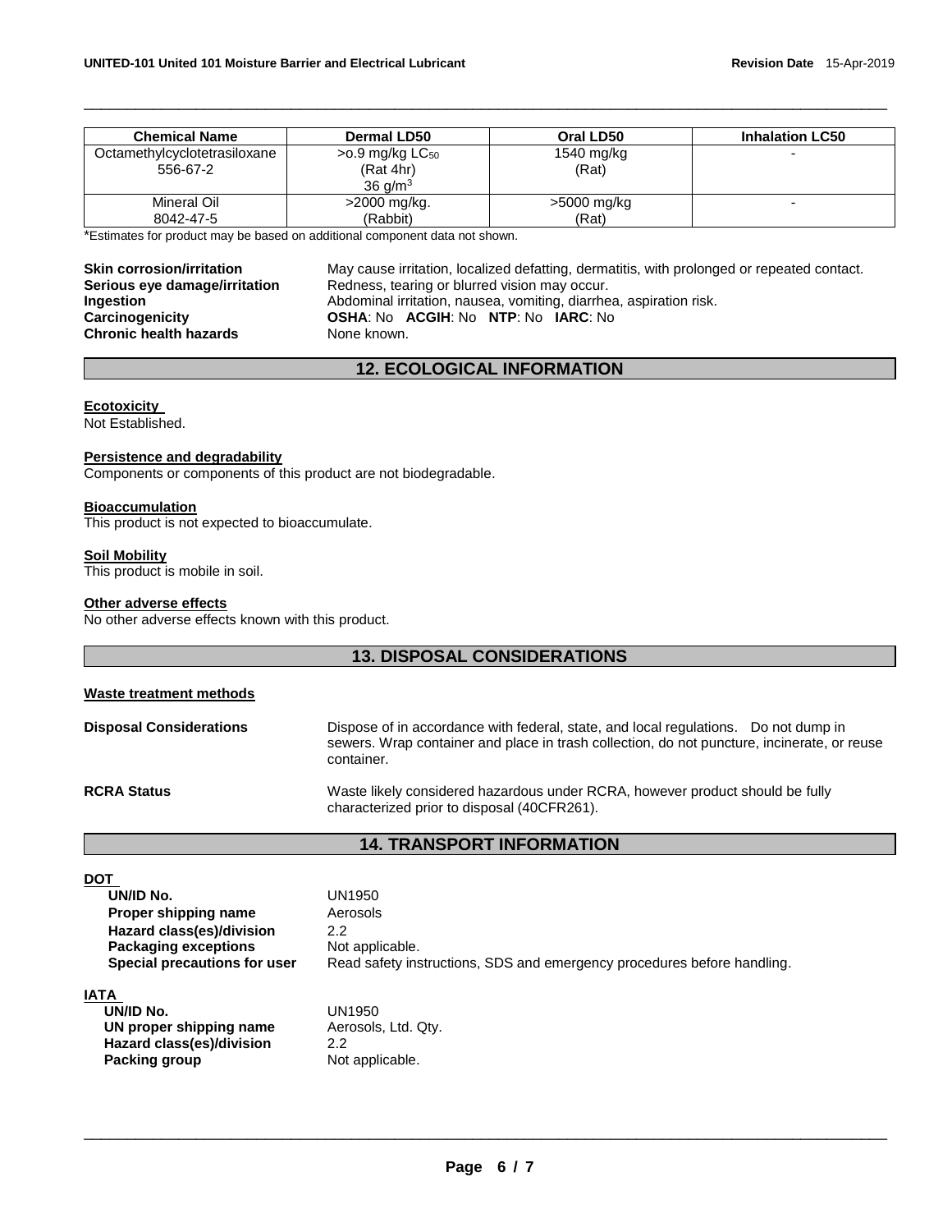| Chemical Name | Dermal LD50 | Oral LD50 | Inhalation LC50 |
| --- | --- | --- | --- |
| Octamethylcyclotetrasiloxane 556-67-2 | >o.9 mg/kg $LC_{50}$ (Rat 4hr) 36 $g/m^3$ | 1540 mg/kg (Rat) | - |
| Mineral Oil 8042-47-5 | >2000 mg/kg. (Rabbit) | >5000 mg/kg (Rat) | - |

*Estimates for product may be based on additional component data not shown.

**Skin corrosion/irritation** May cause irritation, localized defatting, dermatitis, with prolonged or repeated contact.
**Serious eye damage/irritation** Redness, tearing or blurred vision may occur.
**Ingestion** Abdominal irritation, nausea, vomiting, diarrhea, aspiration risk.
**Carcinogenicity** **OSHA**: No **ACGIH**: No **NTP**: No **IARC**: No
**Chronic health hazards** None known.

## 12. ECOLOGICAL INFORMATION

**Ecotoxicity**
Not Established.

**Persistence and degradability**
Components or components of this product are not biodegradable.

**Bioaccumulation**
This product is not expected to bioaccumulate.

**Soil Mobility**
This product is mobile in soil.

**Other adverse effects**
No other adverse effects known with this product.

## 13. DISPOSAL CONSIDERATIONS

**Waste treatment methods**

**Disposal Considerations** Dispose of in accordance with federal, state, and local regulations. Do not dump in sewers. Wrap container and place in trash collection, do not puncture, incinerate, or reuse container.

**RCRA Status** Waste likely considered hazardous under RCRA, however product should be fully characterized prior to disposal (40CFR261).

## 14. TRANSPORT INFORMATION

**DOT**
**UN/ID No.** UN1950
**Proper shipping name** Aerosols
**Hazard class(es)/division** 2.2
**Packaging exceptions** Not applicable.
**Special precautions for user** Read safety instructions, SDS and emergency procedures before handling.

**IATA**
**UN/ID No.** UN1950
**UN proper shipping name** Aerosols, Ltd. Qty.
**Hazard class(es)/division** 2.2
**Packing group** Not applicable.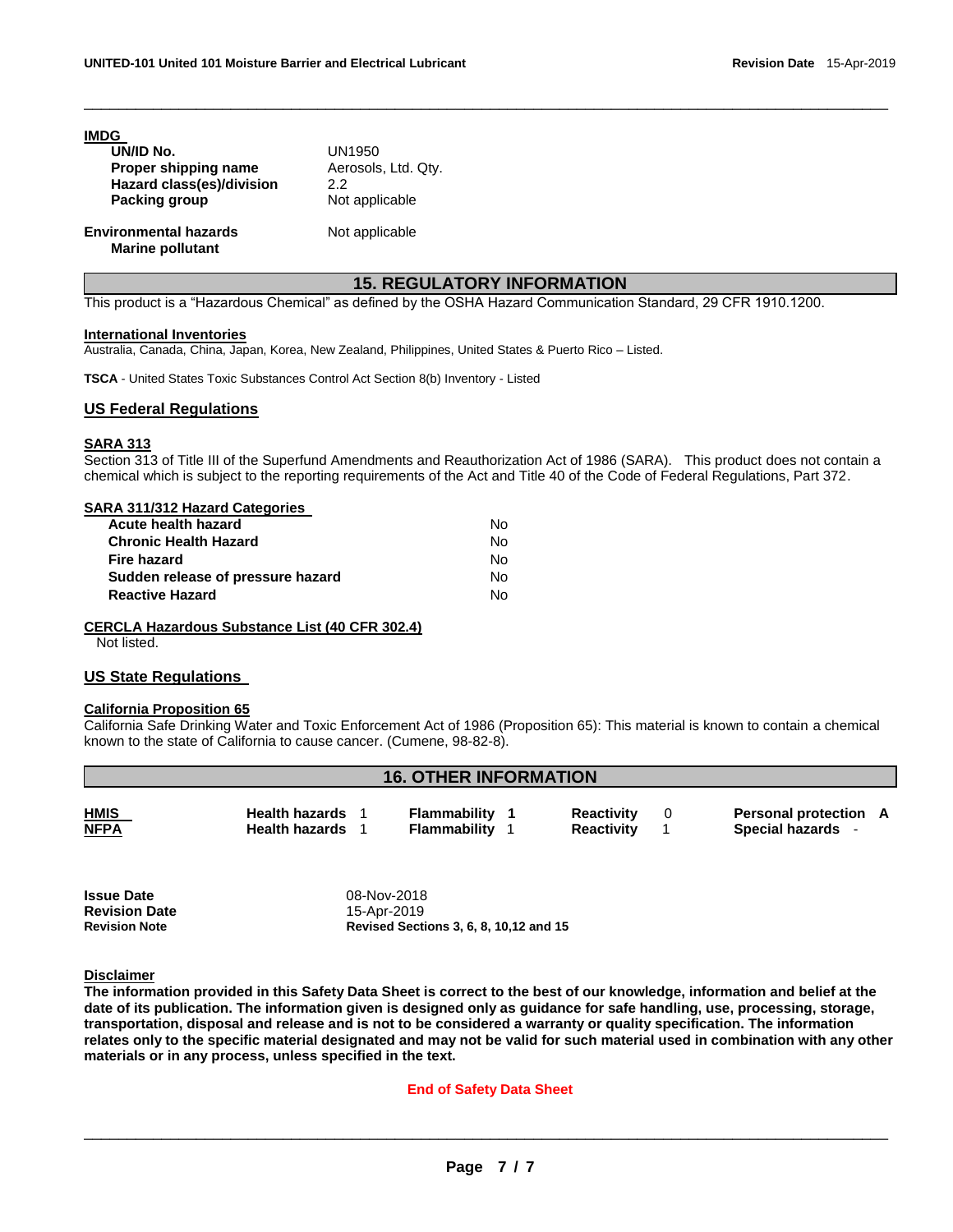**IMDG**

| | |
|---|---|
| **UN/ID No.** | UN1950 |
| **Proper shipping name** | Aerosols, Ltd. Qty. |
| **Hazard class(es)/division** | 2.2 |
| **Packing group** | Not applicable |

| | |
|---|---|
| **Environmental hazards** | Not applicable |
| **Marine pollutant** | |

## 15. REGULATORY INFORMATION

This product is a "Hazardous Chemical" as defined by the OSHA Hazard Communication Standard, 29 CFR 1910.1200.

**International Inventories**

Australia, Canada, China, Japan, Korea, New Zealand, Philippines, United States & Puerto Rico – Listed.

**TSCA** - United States Toxic Substances Control Act Section 8(b) Inventory - Listed

### US Federal Regulations

**SARA 313**

Section 313 of Title III of the Superfund Amendments and Reauthorization Act of 1986 (SARA). This product does not contain a chemical which is subject to the reporting requirements of the Act and Title 40 of the Code of Federal Regulations, Part 372.

**SARA 311/312 Hazard Categories**

| | |
|---|---|
| **Acute health hazard** | No |
| **Chronic Health Hazard** | No |
| **Fire hazard** | No |
| **Sudden release of pressure hazard** | No |
| **Reactive Hazard** | No |

**CERCLA Hazardous Substance List (40 CFR 302.4)**

Not listed.

### US State Regulations

**California Proposition 65**

California Safe Drinking Water and Toxic Enforcement Act of 1986 (Proposition 65): This material is known to contain a chemical known to the state of California to cause cancer. (Cumene, 98-82-8).

## 16. OTHER INFORMATION

| | | | | |
|---|---|---|---|---|
| **HMIS** | **Health hazards** 1 | **Flammability** 1 | **Reactivity** 0 | **Personal protection** A |
| **NFPA** | **Health hazards** 1 | **Flammability** 1 | **Reactivity** 1 | **Special hazards** - |

| | |
|---|---|
| **Issue Date** | 08-Nov-2018 |
| **Revision Date** | 15-Apr-2019 |
| **Revision Note** | **Revised Sections 3, 6, 8, 10,12 and 15** |

**Disclaimer**

**The information provided in this Safety Data Sheet is correct to the best of our knowledge, information and belief at the date of its publication. The information given is designed only as guidance for safe handling, use, processing, storage, transportation, disposal and release and is not to be considered a warranty or quality specification. The information relates only to the specific material designated and may not be valid for such material used in combination with any other materials or in any process, unless specified in the text.**

**End of Safety Data Sheet**